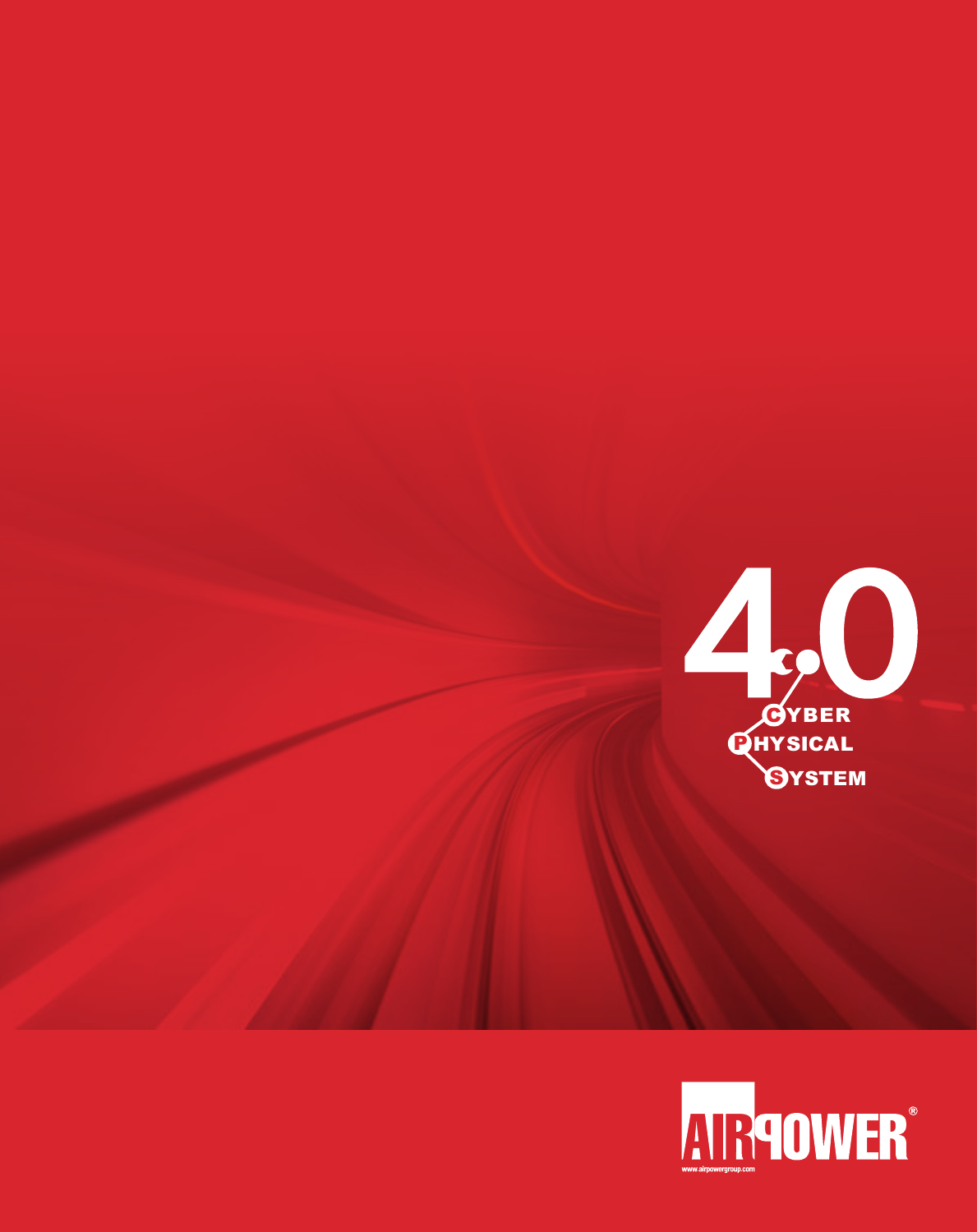# 4.0

**C**YBER
**P**HYSICAL
**S**YSTEM

AIRPOWER®

www.airpowergroup.com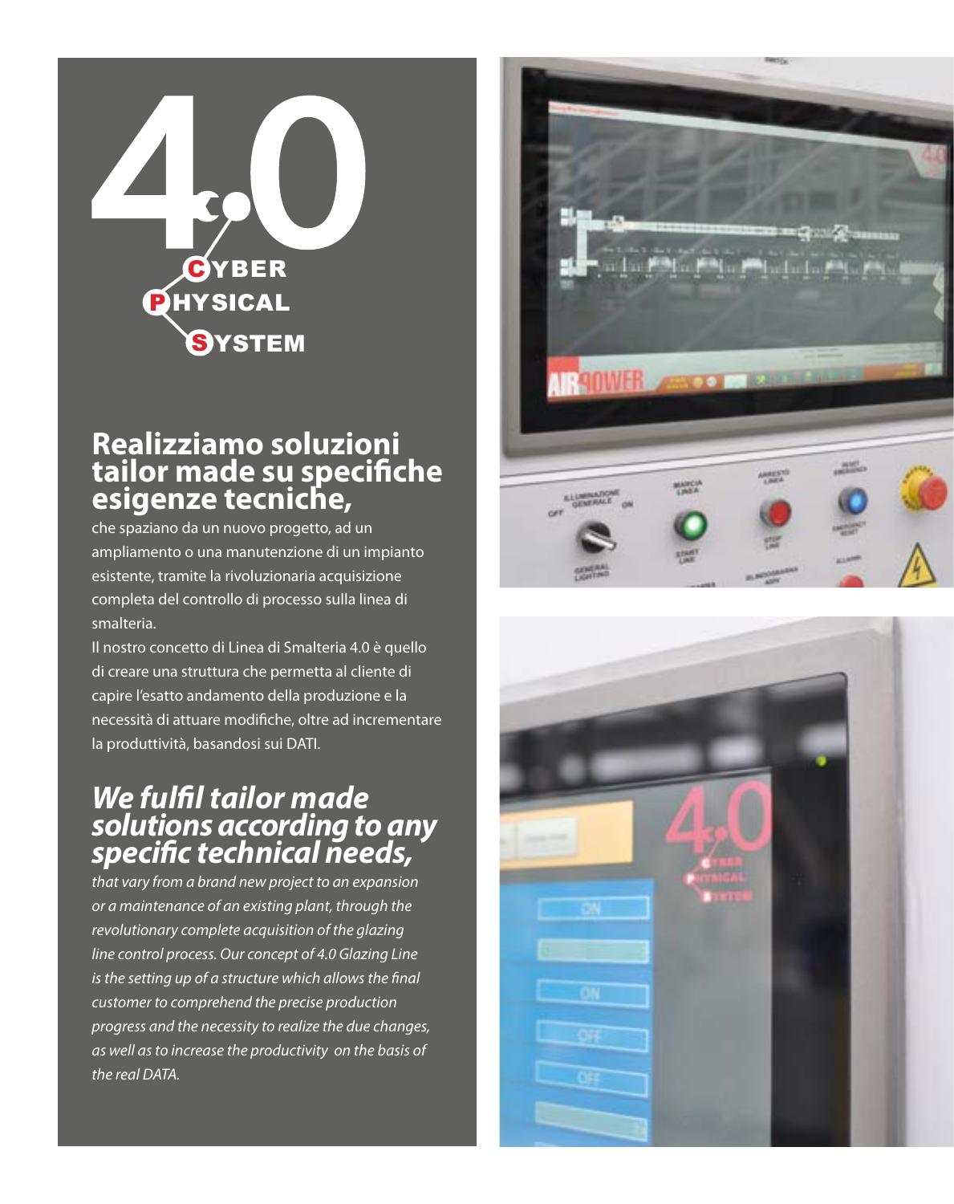# 4.0

**CYBER PHYSICAL SYSTEM**

## Realizziamo soluzioni tailor made su specifiche esigenze tecniche,

che spaziano da un nuovo progetto, ad un ampliamento o una manutenzione di un impianto esistente, tramite la rivoluzionaria acquisizione completa del controllo di processo sulla linea di smalteria.

Il nostro concetto di Linea di Smalteria 4.0 è quello di creare una struttura che permetta al cliente di capire l'esatto andamento della produzione e la necessità di attuare modifiche, oltre ad incrementare la produttività, basandosi sui DATI.

## *We fulfil tailor made solutions according to any specific technical needs,*

*that vary from a brand new project to an expansion or a maintenance of an existing plant, through the revolutionary complete acquisition of the glazing line control process. Our concept of 4.0 Glazing Line is the setting up of a structure which allows the final customer to comprehend the precise production progress and the necessity to realize the due changes, as well as to increase the productivity on the basis of the real DATA.*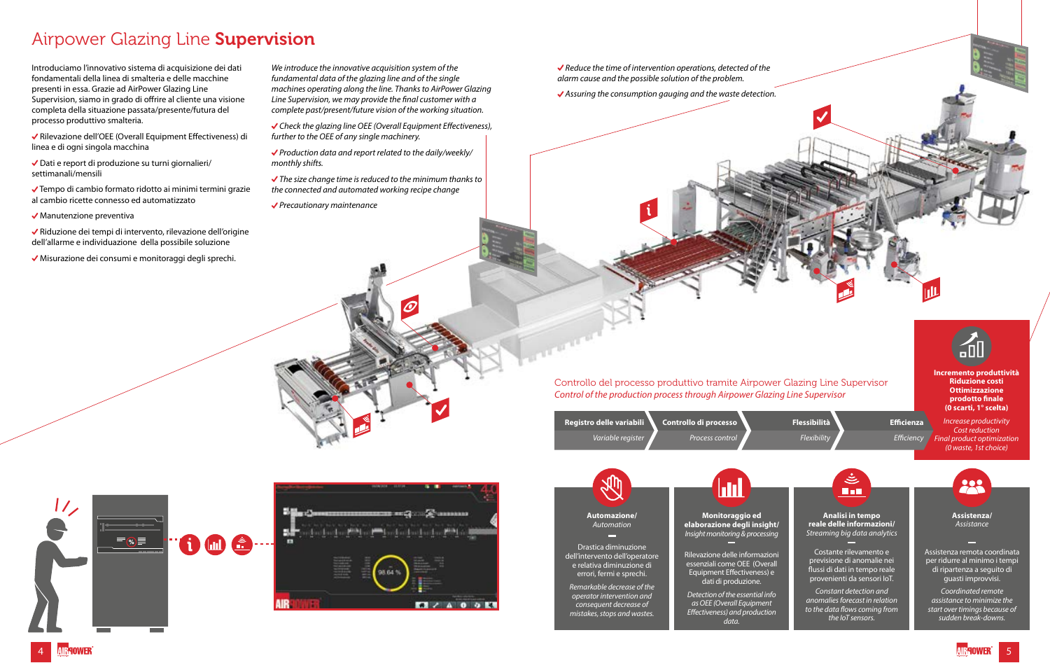# Airpower Glazing Line **Supervision**

Introduciamo l'innovativo sistema di acquisizione dei dati fondamentali della linea di smalteria e delle macchine presenti in essa. Grazie ad AirPower Glazing Line Supervision, siamo in grado di offrire al cliente una visione completa della situazione passata/presente/futura del processo produttivo smalteria.

- ✔ Rilevazione dell'OEE (Overall Equipment Effectiveness) di linea e di ogni singola macchina
- ✔ Dati e report di produzione su turni giornalieri/settimanali/mensili
- ✔ Tempo di cambio formato ridotto ai minimi termini grazie al cambio ricette connesso ed automatizzato
- ✔ Manutenzione preventiva
- ✔ Riduzione dei tempi di intervento, rilevazione dell'origine dell'allarme e individuazione della possibile soluzione
- ✔ Misurazione dei consumi e monitoraggi degli sprechi.

*We introduce the innovative acquisition system of the fundamental data of the glazing line and of the single machines operating along the line. Thanks to AirPower Glazing Line Supervision, we may provide the final customer with a complete past/present/future vision of the working situation.*

- ✔ *Check the glazing line OEE (Overall Equipment Effectiveness), further to the OEE of any single machinery.*
- ✔ *Production data and report related to the daily/weekly/monthly shifts.*
- ✔ *The size change time is reduced to the minimum thanks to the connected and automated working recipe change*
- ✔ *Precautionary maintenance*
- ✔ *Reduce the time of intervention operations, detected of the alarm cause and the possible solution of the problem.*
- ✔ *Assuring the consumption gauging and the waste detection.*

## Controllo del processo produttivo tramite Airpower Glazing Line Supervisor
*Control of the production process through Airpower Glazing Line Supervisor*

Registro delle variabili / *Variable register* → Controllo di processo / *Process control* → Flessibilità / *Flexibility* → Efficienza / *Efficiency* →

**Incremento produttività**
**Riduzione costi**
**Ottimizzazione prodotto finale**
**(0 scarti, 1° scelta)**

*Increase productivity*
*Cost reduction*
*Final product optimization*
*(0 waste, 1st choice)*

**Automazione/** *Automation*

Drastica diminuzione dell'intervento dell'operatore e relativa diminuzione di errori, fermi e sprechi.

*Remarkable decrease of the operator intervention and consequent decrease of mistakes, stops and wastes.*

**Monitoraggio ed elaborazione degli insight/** *Insight monitoring & processing*

Rilevazione delle informazioni essenziali come OEE (Overall Equipment Effectiveness) e dati di produzione.

*Detection of the essential info as OEE (Overall Equipment Effectiveness) and production data.*

**Analisi in tempo reale delle informazioni/** *Streaming big data analytics*

Costante rilevamento e previsione di anomalie nei flussi di dati in tempo reale provenienti da sensori IoT.

*Constant detection and anomalies forecast in relation to the data flows coming from the IoT sensors.*

**Assistenza/** *Assistance*

Assistenza remota coordinata per ridurre al minimo i tempi di ripartenza a seguito di guasti improvvisi.

*Coordinated remote assistance to minimize the start over timings because of sudden break-downs.*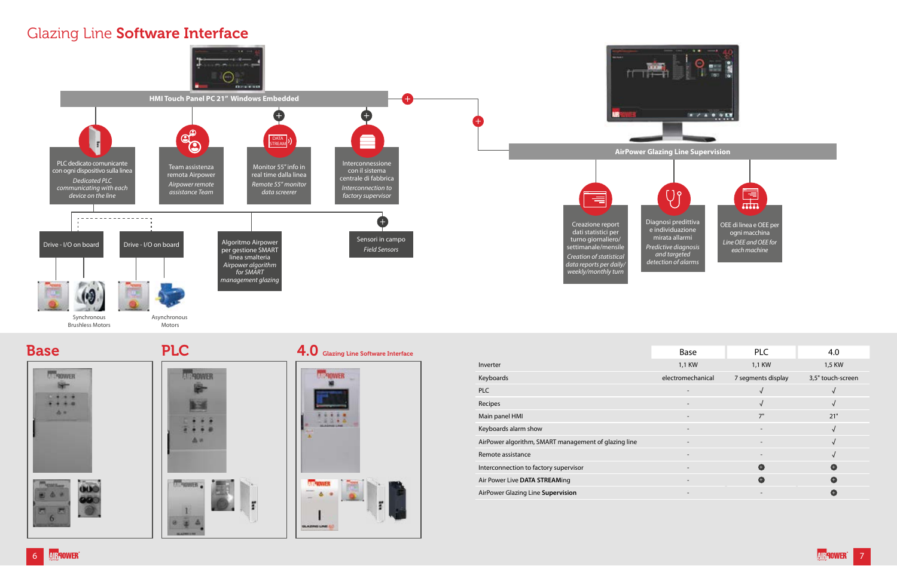# Glazing Line **Software Interface**

**HMI Touch Panel PC 21" Windows Embedded**

PLC dedicato comunicante con ogni dispositivo sulla linea
*Dedicated PLC communicating with each device on the line*

Team assistenza remota Airpower
*Airpower remote assistance Team*

Monitor 55" info in real time dalla linea
*Remote 55" monitor data screerer*

Interconnessione con il sistema centrale di fabbrica
*Interconnection to factory supervisor*

Drive - I/O on board

Drive - I/O on board

Algoritmo Airpower per gestione SMART linea smalteria
*Airpower algorithm for SMART management glazing*

Sensori in campo
*Field Sensors*

Synchronous Brushless Motors

Asynchronous Motors

**AirPower Glazing Line Supervision**

Creazione report dati statistici per turno giornaliero/settimanale/mensile
*Creation of statistical data reports per daily/weekly/monthly turn*

Diagnosi predittiva e individuazione mirata allarmi
*Predictive diagnosis and targeted detection of alarms*

OEE di linea e OEE per ogni macchina
*Line OEE and OEE for each machine*

## Base

## PLC

## 4.0 Glazing Line Software Interface

| | Base | PLC | 4.0 |
|---|---|---|---|
| Inverter | 1,1 KW | 1,1 KW | 1,5 KW |
| Keyboards | electromechanical | 7 segments display | 3,5" touch-screen |
| PLC | - | √ | √ |
| Recipes | - | √ | √ |
| Main panel HMI | - | 7" | 21" |
| Keyboards alarm show | - | - | √ |
| AirPower algorithm, SMART management of glazing line | - | - | √ |
| Remote assistance | - | - | √ |
| Interconnection to factory supervisor | - | + | + |
| Air Power Live **DATA STREAM**ing | - | + | + |
| AirPower Glazing Line **Supervision** | - | - | + |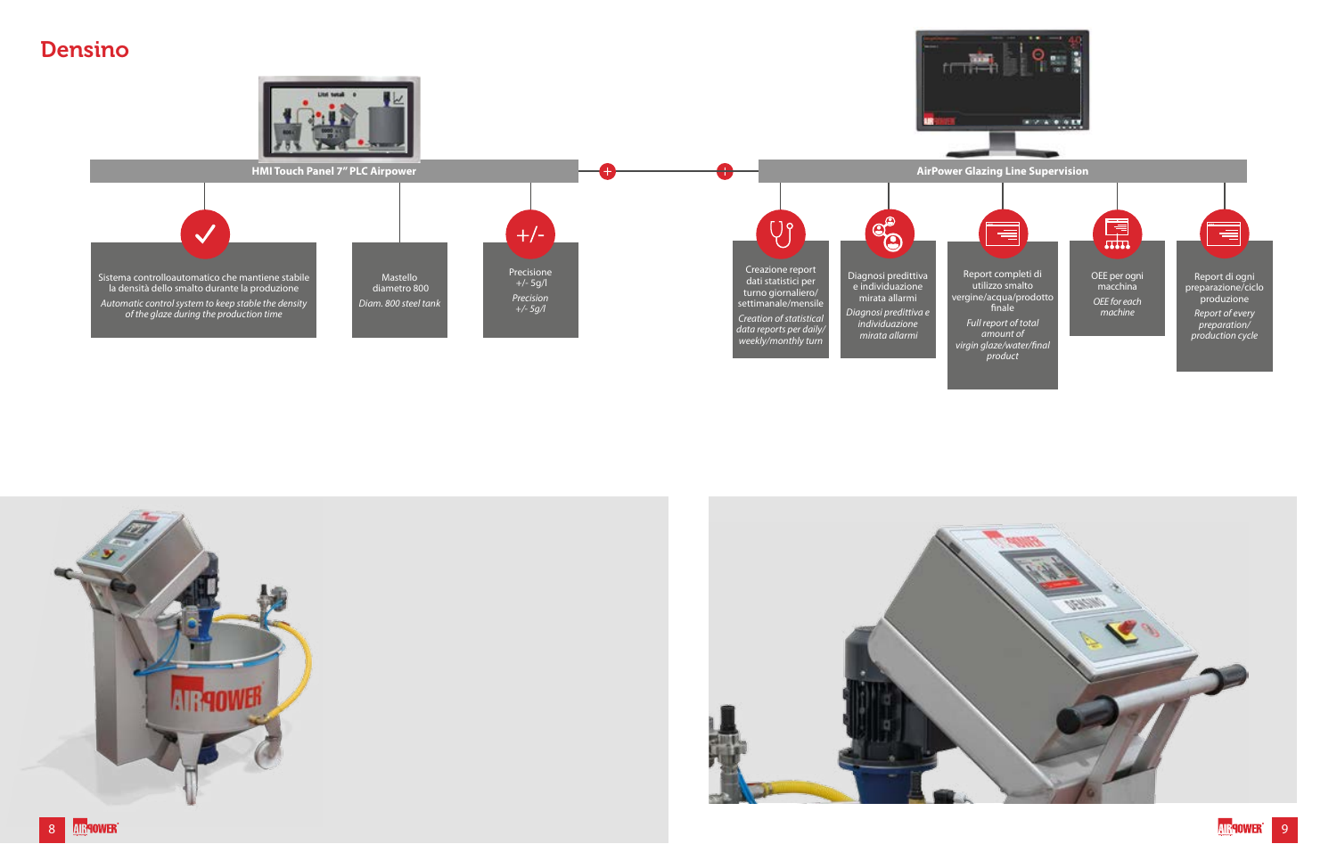# Densino

## HMI Touch Panel 7" PLC Airpower

- Sistema controlloautomatico che mantiene stabile la densità dello smalto durante la produzione
  *Automatic control system to keep stable the density of the glaze during the production time*
- Mastello diametro 800
  *Diam. 800 steel tank*
- Precisione +/- 5g/l
  *Precision +/- 5g/l*

## AirPower Glazing Line Supervision

- Creazione report dati statistici per turno giornaliero/settimanale/mensile
  *Creation of statistical data reports per daily/weekly/monthly turn*
- Diagnosi predittiva e individuazione mirata allarmi
  *Diagnosi predittiva e individuazione mirata allarmi*
- Report completi di utilizzo smalto vergine/acqua/prodotto finale
  *Full report of total amount of virgin glaze/water/final product*
- OEE per ogni macchina
  *OEE for each machine*
- Report di ogni preparazione/ciclo produzione
  *Report of every preparation/production cycle*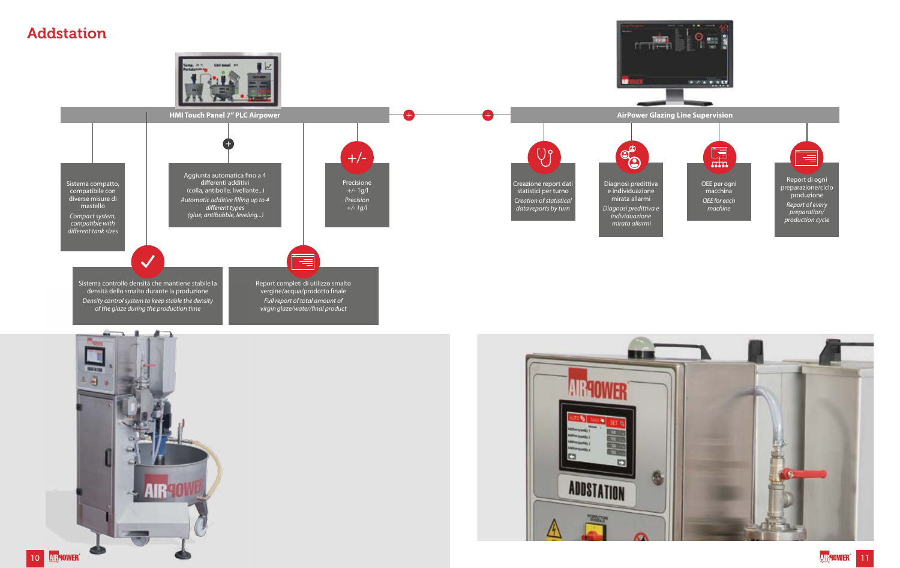# Addstation

## HMI Touch Panel 7" PLC Airpower

Sistema compatto, compatibile con diverse misure di mastello

*Compact system, compatible with different tank sizes*

Aggiunta automatica fino a 4 differenti additivi (colla, antibolle, livellante...)

*Automatic additive filling up to 4 different types (glue, antibubble, leveling...)*

Precisione +/- 1g/l

*Precision +/- 1g/l*

Sistema controllo densità che mantiene stabile la densità dello smalto durante la produzione

*Density control system to keep stable the density of the glaze during the production time*

Report completi di utilizzo smalto vergine/acqua/prodotto finale

*Full report of total amount of virgin glaze/water/final product*

## AirPower Glazing Line Supervision

Creazione report dati statistici per turno

*Creation of statistical data reports by turn*

Diagnosi predittiva e individuazione mirata allarmi

*Diagnosi predittiva e individuazione mirata allarmi*

OEE per ogni macchina

*OEE for each machine*

Report di ogni preparazione/ciclo produzione

*Report of every preparation/production cycle*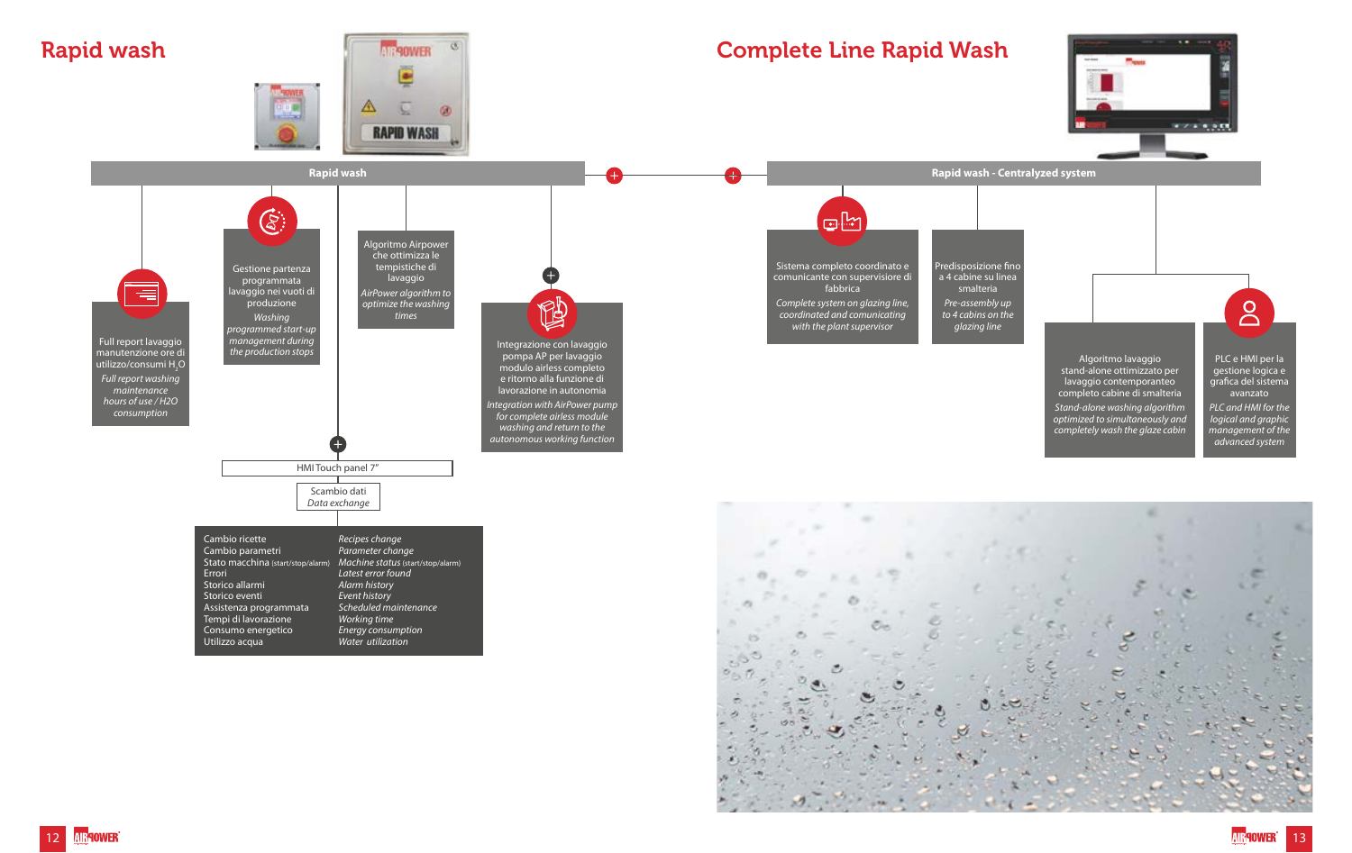# Rapid wash

## Rapid wash

Full report lavaggio manutenzione ore di utilizzo/consumi $H_2O$

*Full report washing maintenance hours of use / H2O consumption*

Gestione partenza programmata lavaggio nei vuoti di produzione

*Washing programmed start-up management during the production stops*

Algoritmo Airpower che ottimizza le tempistiche di lavaggio

*AirPower algorithm to optimize the washing times*

Integrazione con lavaggio pompa AP per lavaggio modulo airless completo e ritorno alla funzione di lavorazione in autonomia

*Integration with AirPower pump for complete airless module washing and return to the autonomous working function*

HMI Touch panel 7"

Scambio dati
*Data exchange*

| | |
|---|---|
| Cambio ricette | *Recipes change* |
| Cambio parametri | *Parameter change* |
| Stato macchina (start/stop/alarm) | *Machine status (start/stop/alarm)* |
| Errori | *Latest error found* |
| Storico allarmi | *Alarm history* |
| Storico eventi | *Event history* |
| Assistenza programmata | *Scheduled maintenance* |
| Tempi di lavorazione | *Working time* |
| Consumo energetico | *Energy consumption* |
| Utilizzo acqua | *Water utilization* |

# Complete Line Rapid Wash

## Rapid wash - Centralyzed system

Sistema completo coordinato e comunicante con supervisore di fabbrica

*Complete system on glazing line, coordinated and comunicating with the plant supervisor*

Predisposizione fino a 4 cabine su linea smalteria

*Pre-assembly up to 4 cabins on the glazing line*

Algoritmo lavaggio stand-alone ottimizzato per lavaggio contemporaneo completo cabine di smalteria

*Stand-alone washing algorithm optimized to simultaneously and completely wash the glaze cabin*

PLC e HMI per la gestione logica e grafica del sistema avanzato

*PLC and HMI for the logical and graphic management of the advanced system*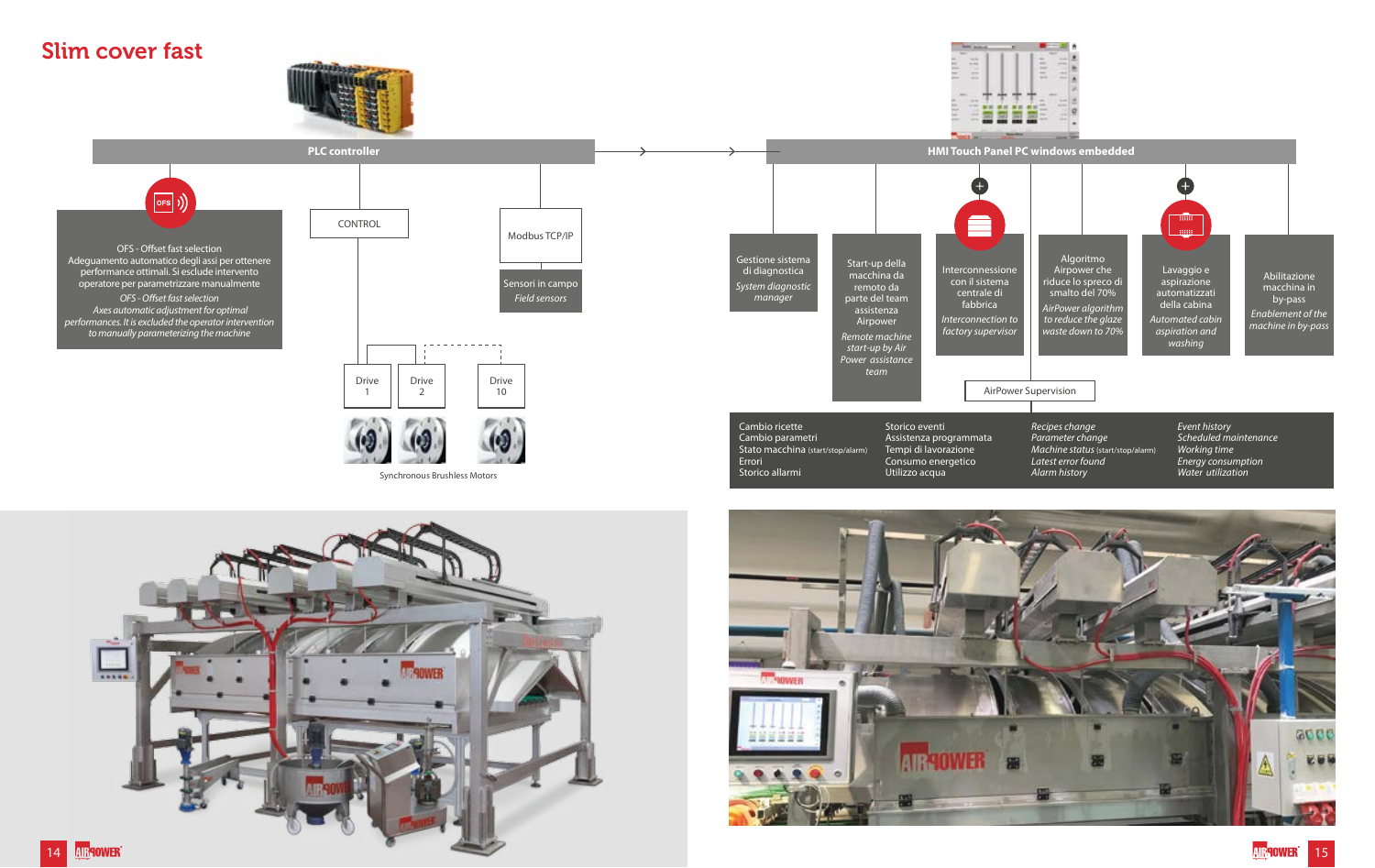# Slim cover fast

**PLC controller**

OFS - Offset fast selection
Adeguamento automatico degli assi per ottenere performance ottimali. Si esclude intervento operatore per parametrizzare manualmente
*OFS - Offset fast selection*
*Axes automatic adjustment for optimal performances. It is excluded the operator intervention to manually parameterizing the machine*

CONTROL

Modbus TCP/IP

Sensori in campo
*Field sensors*

Drive 1

Drive 2

Drive 10

Synchronous Brushless Motors

**HMI Touch Panel PC windows embedded**

Gestione sistema di diagnostica
*System diagnostic manager*

Start-up della macchina da remoto da parte del team assistenza Airpower
*Remote machine start-up by Air Power assistance team*

Interconnessione con il sistema centrale di fabbrica
*Interconnection to factory supervisor*

Algoritmo Airpower che riduce lo spreco di smalto del 70%
*AirPower algorithm to reduce the glaze waste down to 70%*

Lavaggio e aspirazione automatizzati della cabina
*Automated cabin aspiration and washing*

Abilitazione macchina in by-pass
*Enablement of the machine in by-pass*

AirPower Supervision

| | | | |
|---|---|---|---|
| Cambio ricette<br>Cambio parametri<br>Stato macchina (start/stop/alarm)<br>Errori<br>Storico allarmi | Storico eventi<br>Assistenza programmata<br>Tempi di lavorazione<br>Consumo energetico<br>Utilizzo acqua | *Recipes change*<br>*Parameter change*<br>*Machine status (start/stop/alarm)*<br>*Latest error found*<br>*Alarm history* | *Event history*<br>*Scheduled maintenance*<br>*Working time*<br>*Energy consumption*<br>*Water utilization* |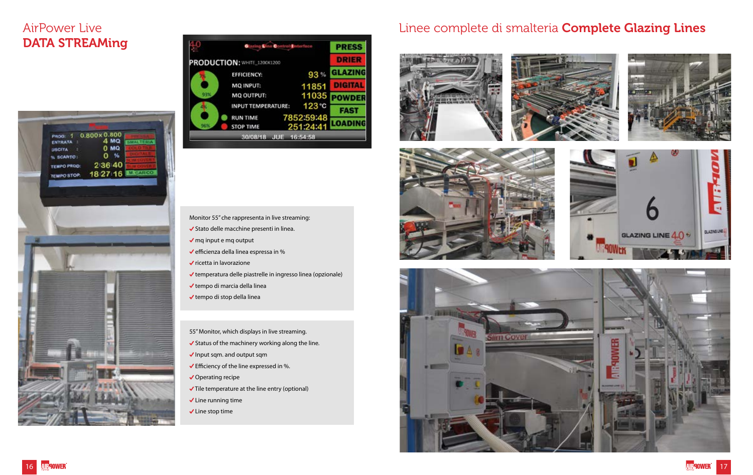# AirPower Live
# DATA STREAMing

Monitor 55" che rappresenta in live streaming:

- ✓ Stato delle macchine presenti in linea.
- ✓ mq input e mq output
- ✓ efficienza della linea espressa in %
- ✓ ricetta in lavorazione
- ✓ temperatura delle piastrelle in ingresso linea (opzionale)
- ✓ tempo di marcia della linea
- ✓ tempo di stop della linea

55" Monitor, which displays in live streaming.

- ✓ Status of the machinery working along the line.
- ✓ Input sqm. and output sqm
- ✓ Efficiency of the line expressed in %.
- ✓ Operating recipe
- ✓ Tile temperature at the line entry (optional)
- ✓ Line running time
- ✓ Line stop time

# Linee complete di smalteria **Complete Glazing Lines**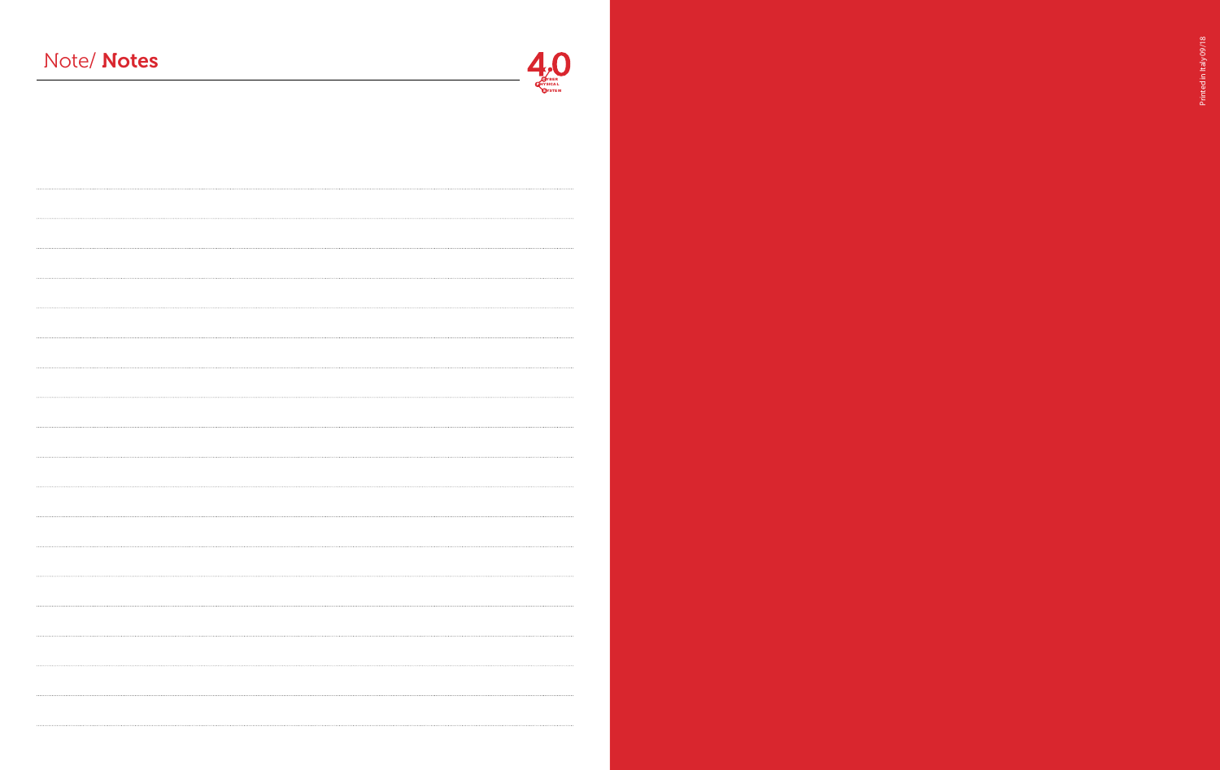# Note/ **Notes**

Printed in Italy 09/18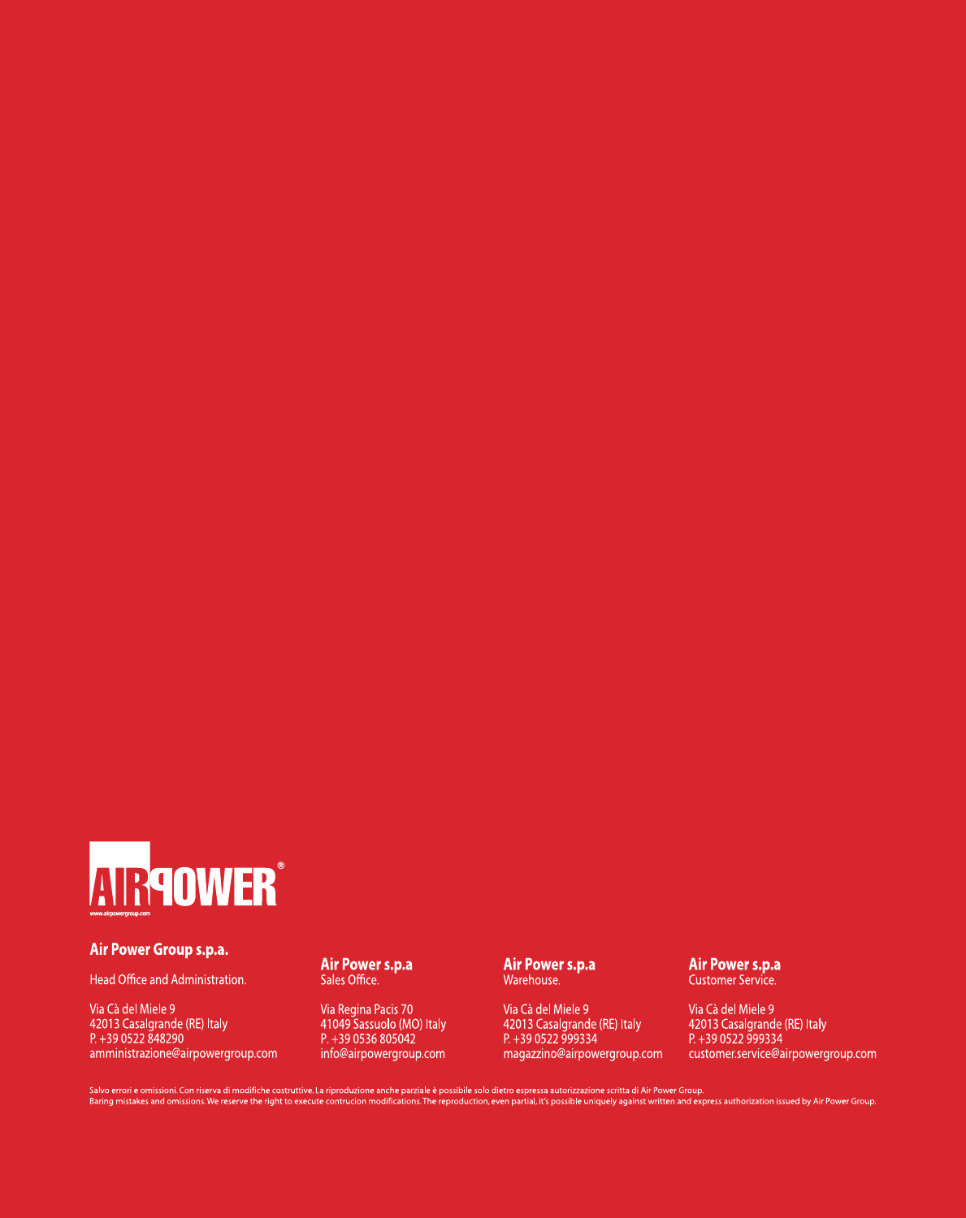AIRPOWER®

www.airpowergroup.com

**Air Power Group s.p.a.**

Head Office and Administration.

Via Cà del Miele 9
42013 Casalgrande (RE) Italy
P. +39 0522 848290
amministrazione@airpowergroup.com

**Air Power s.p.a**
Sales Office.

Via Regina Pacis 70
41049 Sassuolo (MO) Italy
P. +39 0536 805042
info@airpowergroup.com

**Air Power s.p.a**
Warehouse.

Via Cà del Miele 9
42013 Casalgrande (RE) Italy
P. +39 0522 999334
magazzino@airpowergroup.com

**Air Power s.p.a**
Customer Service.

Via Cà del Miele 9
42013 Casalgrande (RE) Italy
P. +39 0522 999334
customer.service@airpowergroup.com

Salvo errori e omissioni. Con riserva di modifiche costruttive. La riproduzione anche parziale è possibile solo dietro espressa autorizzazione scritta di Air Power Group.
Baring mistakes and omissions. We reserve the right to execute contrucion modifications. The reproduction, even partial, it's possible uniquely against written and express authorization issued by Air Power Group.